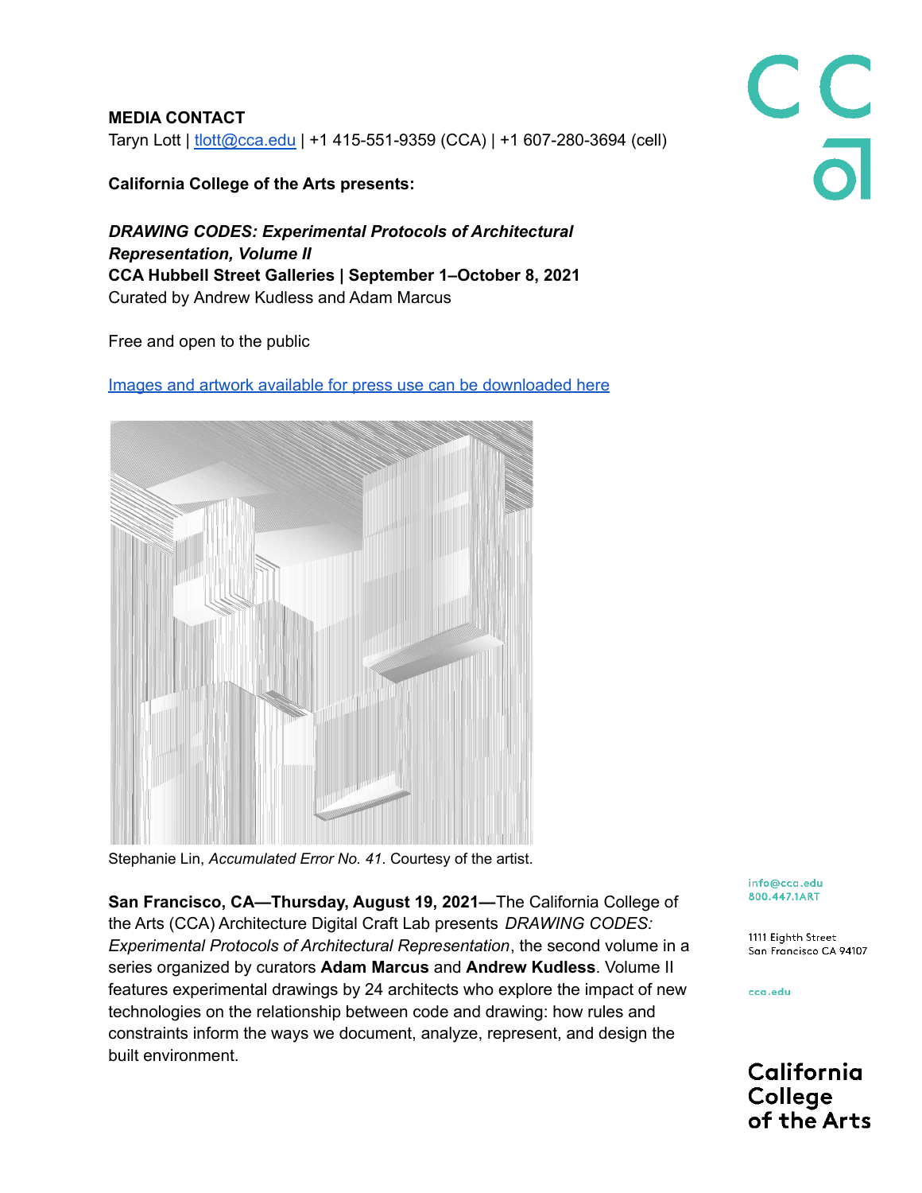**MEDIA CONTACT**
Taryn Lott | tlott@cca.edu | +1 415-551-9359 (CCA) | +1 607-280-3694 (cell)

**California College of the Arts presents:**

***DRAWING CODES: Experimental Protocols of Architectural Representation, Volume II***
**CCA Hubbell Street Galleries | September 1–October 8, 2021**
Curated by Andrew Kudless and Adam Marcus

Free and open to the public

Images and artwork available for press use can be downloaded here

Stephanie Lin, *Accumulated Error No. 41*. Courtesy of the artist.

**San Francisco, CA—Thursday, August 19, 2021—**The California College of the Arts (CCA) Architecture Digital Craft Lab presents *DRAWING CODES: Experimental Protocols of Architectural Representation*, the second volume in a series organized by curators **Adam Marcus** and **Andrew Kudless**. Volume II features experimental drawings by 24 architects who explore the impact of new technologies on the relationship between code and drawing: how rules and constraints inform the ways we document, analyze, represent, and design the built environment.

info@cca.edu
800.447.1ART

1111 Eighth Street
San Francisco CA 94107

cca.edu

California College of the Arts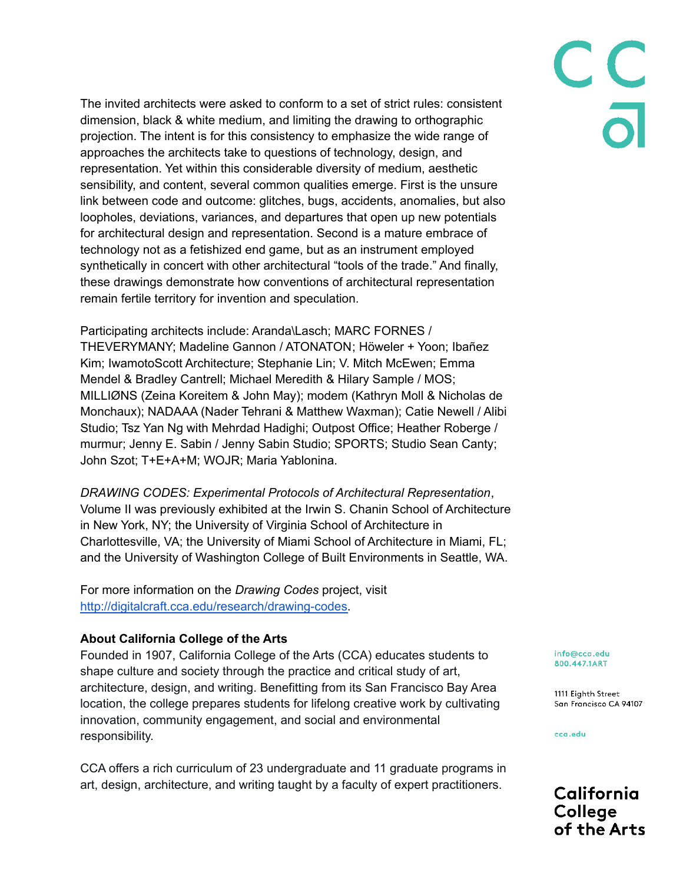The invited architects were asked to conform to a set of strict rules: consistent dimension, black & white medium, and limiting the drawing to orthographic projection. The intent is for this consistency to emphasize the wide range of approaches the architects take to questions of technology, design, and representation. Yet within this considerable diversity of medium, aesthetic sensibility, and content, several common qualities emerge. First is the unsure link between code and outcome: glitches, bugs, accidents, anomalies, but also loopholes, deviations, variances, and departures that open up new potentials for architectural design and representation. Second is a mature embrace of technology not as a fetishized end game, but as an instrument employed synthetically in concert with other architectural "tools of the trade." And finally, these drawings demonstrate how conventions of architectural representation remain fertile territory for invention and speculation.

Participating architects include: Aranda\Lasch; MARC FORNES / THEVERYMANY; Madeline Gannon / ATONATON; Höweler + Yoon; Ibañez Kim; IwamotoScott Architecture; Stephanie Lin; V. Mitch McEwen; Emma Mendel & Bradley Cantrell; Michael Meredith & Hilary Sample / MOS; MILLIØNS (Zeina Koreitem & John May); modem (Kathryn Moll & Nicholas de Monchaux); NADAAA (Nader Tehrani & Matthew Waxman); Catie Newell / Alibi Studio; Tsz Yan Ng with Mehrdad Hadighi; Outpost Office; Heather Roberge / murmur; Jenny E. Sabin / Jenny Sabin Studio; SPORTS; Studio Sean Canty; John Szot; T+E+A+M; WOJR; Maria Yablonina.

*DRAWING CODES: Experimental Protocols of Architectural Representation*, Volume II was previously exhibited at the Irwin S. Chanin School of Architecture in New York, NY; the University of Virginia School of Architecture in Charlottesville, VA; the University of Miami School of Architecture in Miami, FL; and the University of Washington College of Built Environments in Seattle, WA.

For more information on the *Drawing Codes* project, visit [http://digitalcraft.cca.edu/research/drawing-codes](http://digitalcraft.cca.edu/research/drawing-codes).

**About California College of the Arts**

Founded in 1907, California College of the Arts (CCA) educates students to shape culture and society through the practice and critical study of art, architecture, design, and writing. Benefitting from its San Francisco Bay Area location, the college prepares students for lifelong creative work by cultivating innovation, community engagement, and social and environmental responsibility.

CCA offers a rich curriculum of 23 undergraduate and 11 graduate programs in art, design, architecture, and writing taught by a faculty of expert practitioners.

info@cca.edu
800.447.1ART

1111 Eighth Street
San Francisco CA 94107

cca.edu

California College of the Arts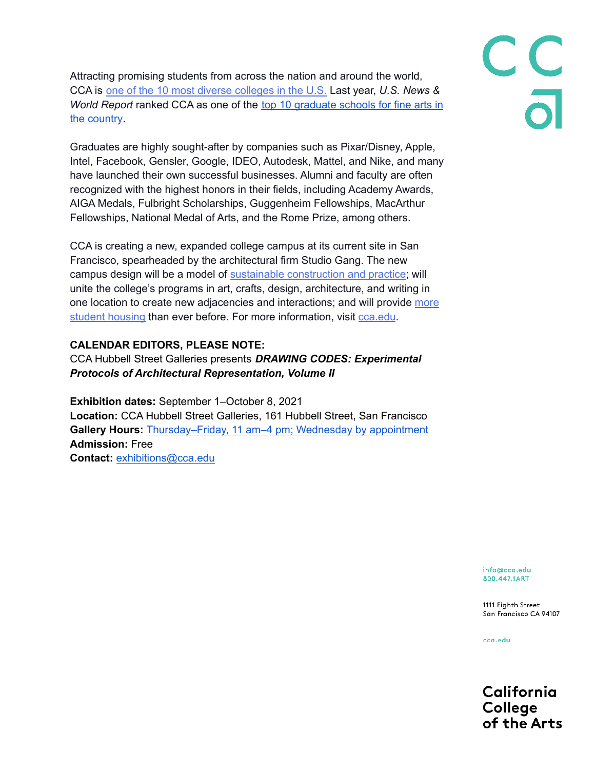Attracting promising students from across the nation and around the world, CCA is one of the 10 most diverse colleges in the U.S. Last year, *U.S. News & World Report* ranked CCA as one of the top 10 graduate schools for fine arts in the country.

Graduates are highly sought-after by companies such as Pixar/Disney, Apple, Intel, Facebook, Gensler, Google, IDEO, Autodesk, Mattel, and Nike, and many have launched their own successful businesses. Alumni and faculty are often recognized with the highest honors in their fields, including Academy Awards, AIGA Medals, Fulbright Scholarships, Guggenheim Fellowships, MacArthur Fellowships, National Medal of Arts, and the Rome Prize, among others.

CCA is creating a new, expanded college campus at its current site in San Francisco, spearheaded by the architectural firm Studio Gang. The new campus design will be a model of sustainable construction and practice; will unite the college's programs in art, crafts, design, architecture, and writing in one location to create new adjacencies and interactions; and will provide more student housing than ever before. For more information, visit cca.edu.

**CALENDAR EDITORS, PLEASE NOTE:**
CCA Hubbell Street Galleries presents ***DRAWING CODES: Experimental Protocols of Architectural Representation, Volume II***

**Exhibition dates:** September 1–October 8, 2021
**Location:** CCA Hubbell Street Galleries, 161 Hubbell Street, San Francisco
**Gallery Hours:** Thursday–Friday, 11 am–4 pm; Wednesday by appointment
**Admission:** Free
**Contact:** exhibitions@cca.edu

info@cca.edu
800.447.1ART

1111 Eighth Street
San Francisco CA 94107

cca.edu

California College of the Arts